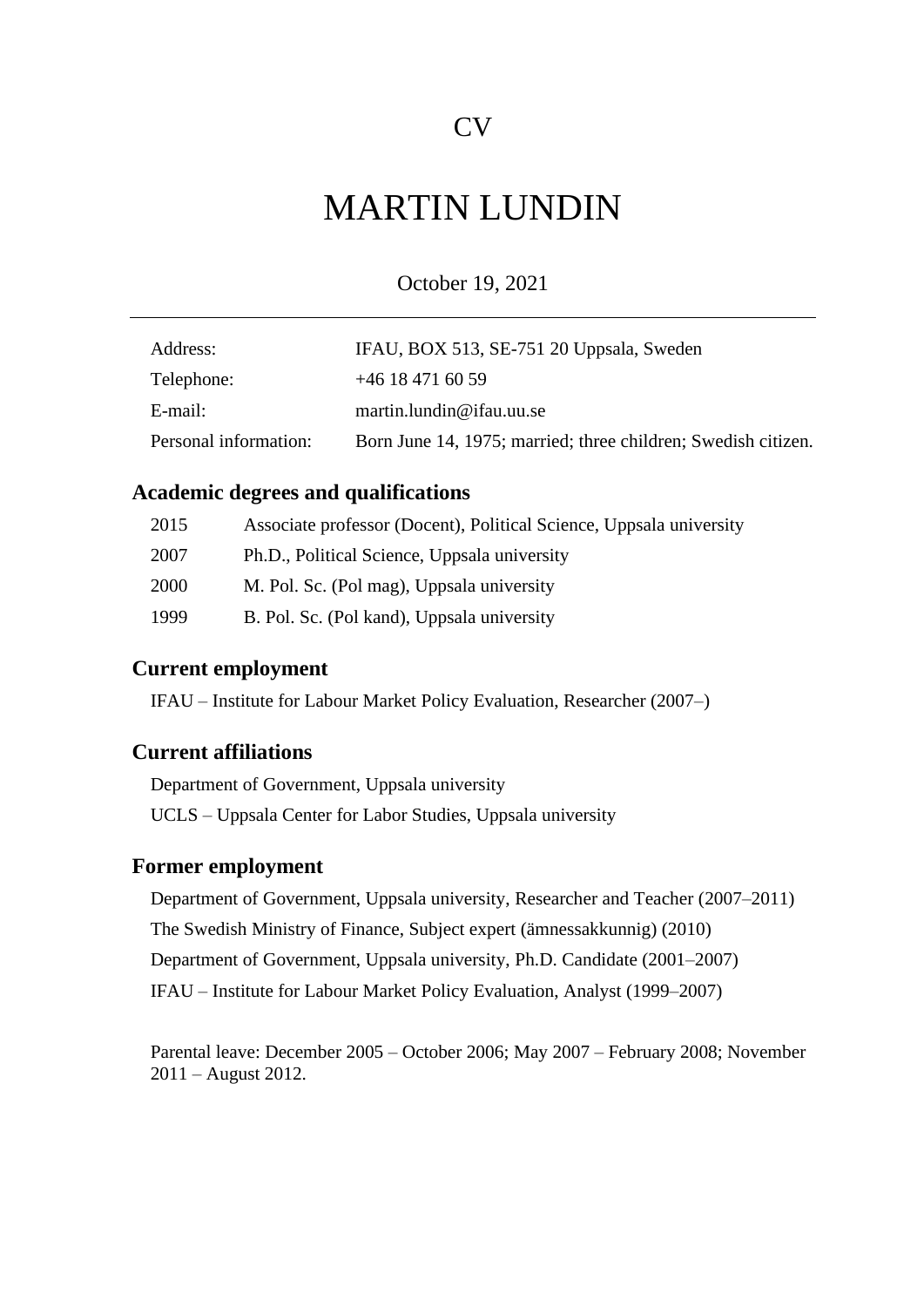CV

# MARTIN LUNDIN

October 19, 2021

---

| | |
|---|---|
| Address: | IFAU, BOX 513, SE-751 20 Uppsala, Sweden |
| Telephone: | +46 18 471 60 59 |
| E-mail: | martin.lundin@ifau.uu.se |
| Personal information: | Born June 14, 1975; married; three children; Swedish citizen. |

## Academic degrees and qualifications

| | |
|---|---|
| 2015 | Associate professor (Docent), Political Science, Uppsala university |
| 2007 | Ph.D., Political Science, Uppsala university |
| 2000 | M. Pol. Sc. (Pol mag), Uppsala university |
| 1999 | B. Pol. Sc. (Pol kand), Uppsala university |

## Current employment

IFAU – Institute for Labour Market Policy Evaluation, Researcher (2007–)

## Current affiliations

Department of Government, Uppsala university

UCLS – Uppsala Center for Labor Studies, Uppsala university

## Former employment

Department of Government, Uppsala university, Researcher and Teacher (2007–2011)

The Swedish Ministry of Finance, Subject expert (ämnessakkunnig) (2010)

Department of Government, Uppsala university, Ph.D. Candidate (2001–2007)

IFAU – Institute for Labour Market Policy Evaluation, Analyst (1999–2007)

Parental leave: December 2005 – October 2006; May 2007 – February 2008; November 2011 – August 2012.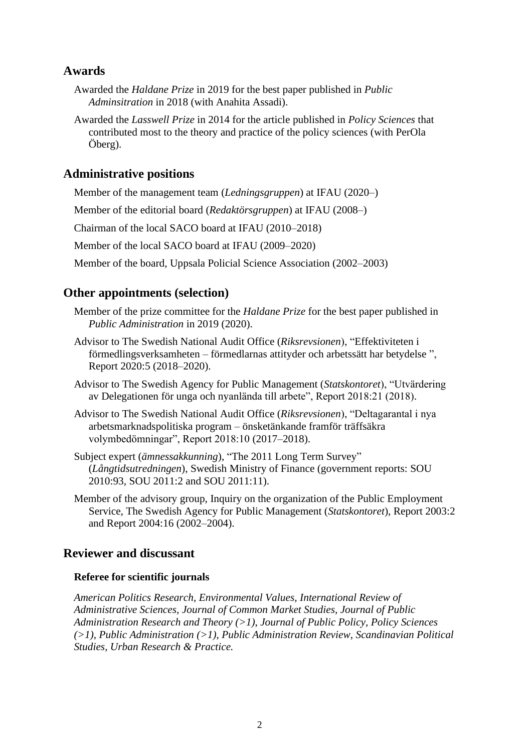## Awards

Awarded the *Haldane Prize* in 2019 for the best paper published in *Public Adminsitration* in 2018 (with Anahita Assadi).

Awarded the *Lasswell Prize* in 2014 for the article published in *Policy Sciences* that contributed most to the theory and practice of the policy sciences (with PerOla Öberg).

## Administrative positions

Member of the management team (*Ledningsgruppen*) at IFAU (2020–)

Member of the editorial board (*Redaktörsgruppen*) at IFAU (2008–)

Chairman of the local SACO board at IFAU (2010–2018)

Member of the local SACO board at IFAU (2009–2020)

Member of the board, Uppsala Policial Science Association (2002–2003)

## Other appointments (selection)

Member of the prize committee for the *Haldane Prize* for the best paper published in *Public Administration* in 2019 (2020).

Advisor to The Swedish National Audit Office (*Riksrevsionen*), "Effektiviteten i förmedlingsverksamheten – förmedlarnas attityder och arbetssätt har betydelse ", Report 2020:5 (2018–2020).

Advisor to The Swedish Agency for Public Management (*Statskontoret*), "Utvärdering av Delegationen för unga och nyanlända till arbete", Report 2018:21 (2018).

Advisor to The Swedish National Audit Office (*Riksrevsionen*), "Deltagarantal i nya arbetsmarknadspolitiska program – önsketänkande framför träffsäkra volymbedömningar", Report 2018:10 (2017–2018).

Subject expert (*ämnessakkunning*), "The 2011 Long Term Survey" (*Långtidsutredningen*), Swedish Ministry of Finance (government reports: SOU 2010:93, SOU 2011:2 and SOU 2011:11).

Member of the advisory group, Inquiry on the organization of the Public Employment Service, The Swedish Agency for Public Management (*Statskontoret*), Report 2003:2 and Report 2004:16 (2002–2004).

## Reviewer and discussant

### Referee for scientific journals

*American Politics Research, Environmental Values, International Review of Administrative Sciences, Journal of Common Market Studies, Journal of Public Administration Research and Theory (>1), Journal of Public Policy, Policy Sciences (>1), Public Administration (>1), Public Administration Review, Scandinavian Political Studies, Urban Research & Practice.*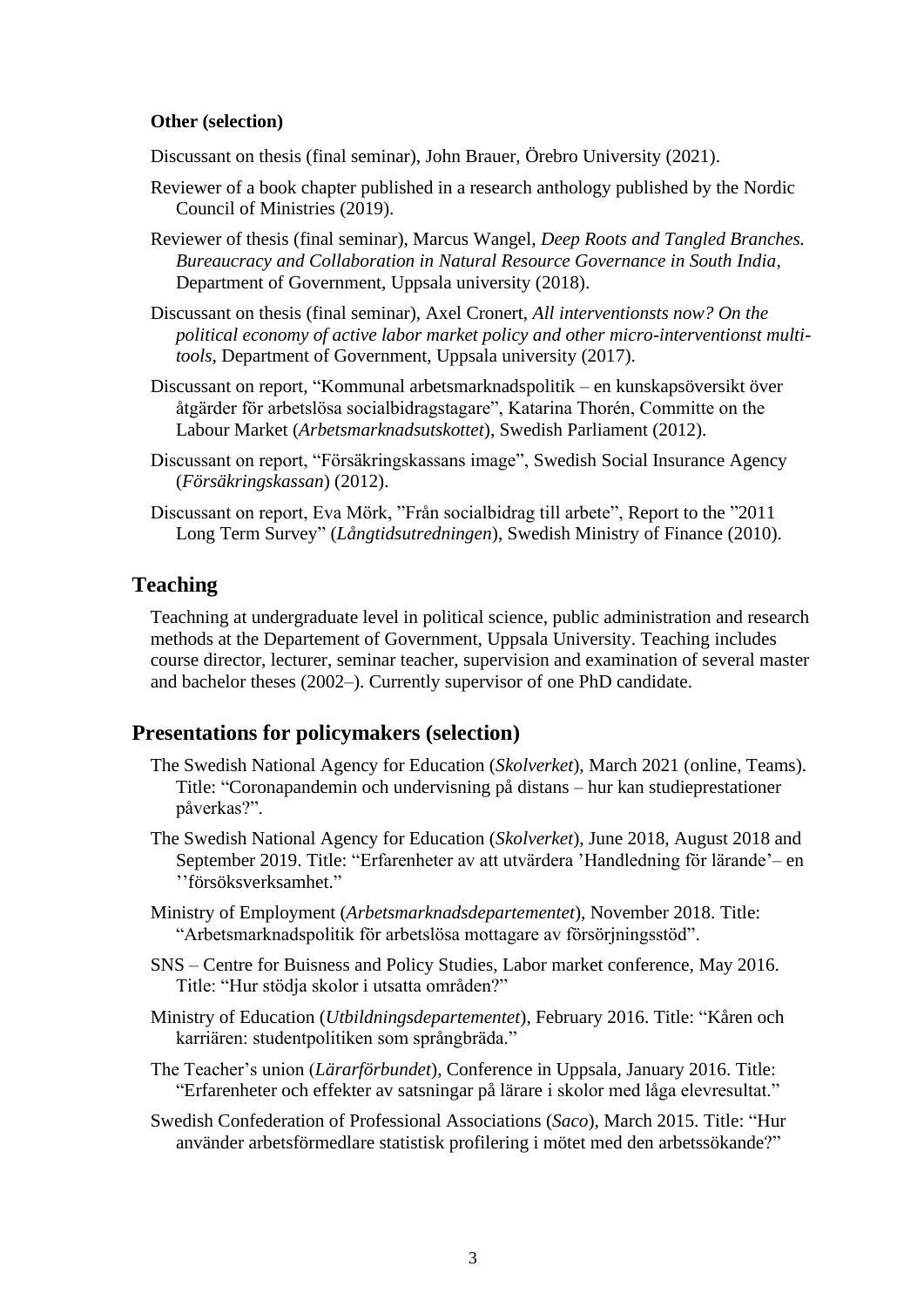**Other (selection)**

Discussant on thesis (final seminar), John Brauer, Örebro University (2021).

Reviewer of a book chapter published in a research anthology published by the Nordic Council of Ministries (2019).

Reviewer of thesis (final seminar), Marcus Wangel, *Deep Roots and Tangled Branches. Bureaucracy and Collaboration in Natural Resource Governance in South India*, Department of Government, Uppsala university (2018).

Discussant on thesis (final seminar), Axel Cronert, *All interventionsts now? On the political economy of active labor market policy and other micro-interventionst multi-tools*, Department of Government, Uppsala university (2017).

Discussant on report, "Kommunal arbetsmarknadspolitik – en kunskapsöversikt över åtgärder för arbetslösa socialbidragstagare", Katarina Thorén, Committe on the Labour Market (*Arbetsmarknadsutskottet*), Swedish Parliament (2012).

Discussant on report, "Försäkringskassans image", Swedish Social Insurance Agency (*Försäkringskassan*) (2012).

Discussant on report, Eva Mörk, "Från socialbidrag till arbete", Report to the "2011 Long Term Survey" (*Långtidsutredningen*), Swedish Ministry of Finance (2010).

## Teaching

Teachning at undergraduate level in political science, public administration and research methods at the Departement of Government, Uppsala University. Teaching includes course director, lecturer, seminar teacher, supervision and examination of several master and bachelor theses (2002–). Currently supervisor of one PhD candidate.

## Presentations for policymakers (selection)

The Swedish National Agency for Education (*Skolverket*), March 2021 (online, Teams). Title: "Coronapandemin och undervisning på distans – hur kan studieprestationer påverkas?".

The Swedish National Agency for Education (*Skolverket*), June 2018, August 2018 and September 2019. Title: "Erfarenheter av att utvärdera 'Handledning för lärande'– en ''försöksverksamhet."

Ministry of Employment (*Arbetsmarknadsdepartementet*), November 2018. Title: "Arbetsmarknadspolitik för arbetslösa mottagare av försörjningsstöd".

SNS – Centre for Buisness and Policy Studies, Labor market conference, May 2016. Title: "Hur stödja skolor i utsatta områden?"

Ministry of Education (*Utbildningsdepartementet*), February 2016. Title: "Kåren och karriären: studentpolitiken som språngbräda."

The Teacher's union (*Lärarförbundet*), Conference in Uppsala, January 2016. Title: "Erfarenheter och effekter av satsningar på lärare i skolor med låga elevresultat."

Swedish Confederation of Professional Associations (*Saco*), March 2015. Title: "Hur använder arbetsförmedlare statistisk profilering i mötet med den arbetssökande?"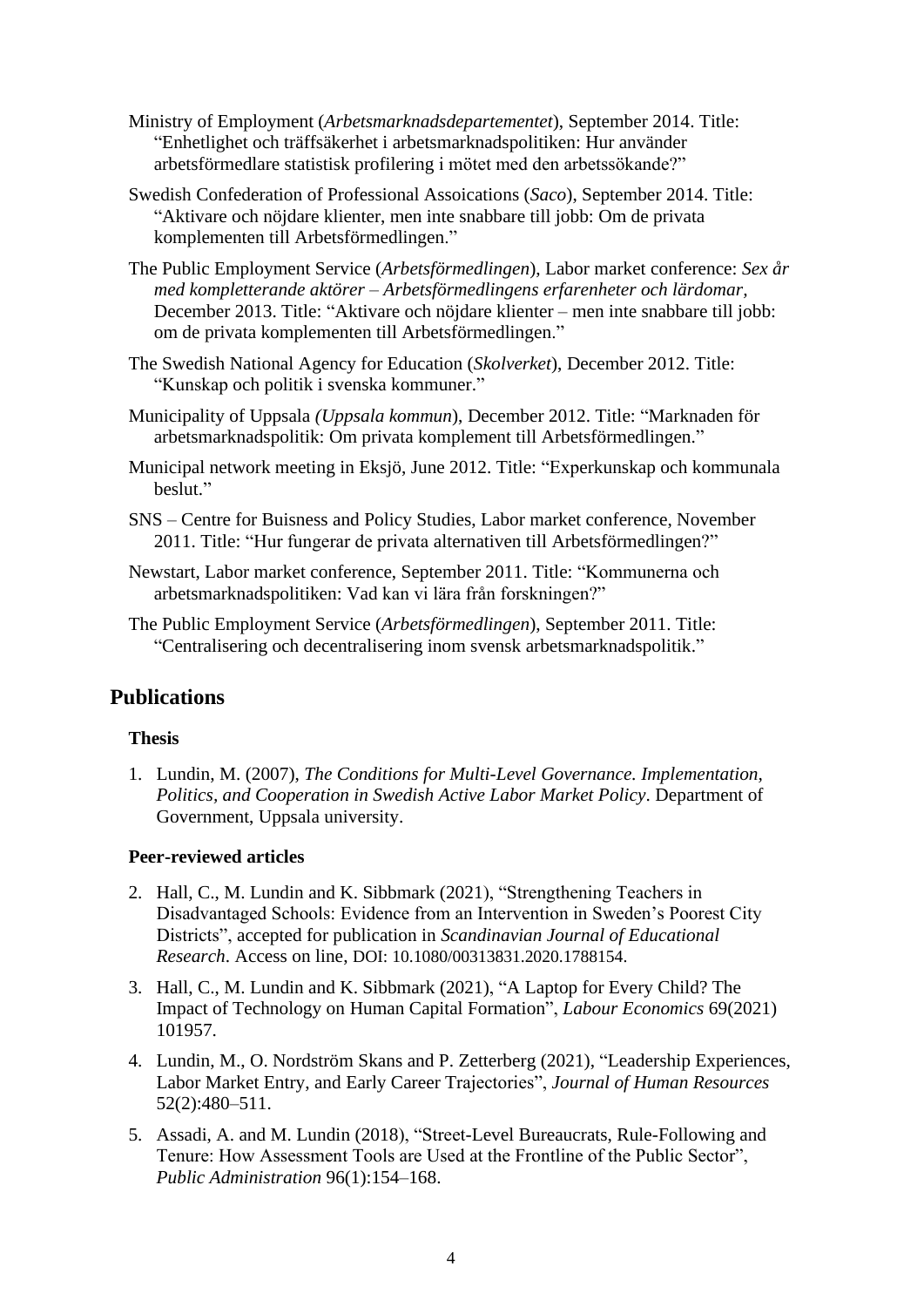Ministry of Employment (*Arbetsmarknadsdepartementet*), September 2014. Title: "Enhetlighet och träffsäkerhet i arbetsmarknadspolitiken: Hur använder arbetsförmedlare statistisk profilering i mötet med den arbetssökande?"

Swedish Confederation of Professional Assoications (*Saco*), September 2014. Title: "Aktivare och nöjdare klienter, men inte snabbare till jobb: Om de privata komplementen till Arbetsförmedlingen."

The Public Employment Service (*Arbetsförmedlingen*), Labor market conference: *Sex år med kompletterande aktörer – Arbetsförmedlingens erfarenheter och lärdomar,* December 2013. Title: "Aktivare och nöjdare klienter – men inte snabbare till jobb: om de privata komplementen till Arbetsförmedlingen."

The Swedish National Agency for Education (*Skolverket*), December 2012. Title: "Kunskap och politik i svenska kommuner."

Municipality of Uppsala *(Uppsala kommun*), December 2012. Title: "Marknaden för arbetsmarknadspolitik: Om privata komplement till Arbetsförmedlingen."

Municipal network meeting in Eksjö, June 2012. Title: "Experkunskap och kommunala beslut."

SNS – Centre for Buisness and Policy Studies, Labor market conference, November 2011. Title: "Hur fungerar de privata alternativen till Arbetsförmedlingen?"

Newstart, Labor market conference, September 2011. Title: "Kommunerna och arbetsmarknadspolitiken: Vad kan vi lära från forskningen?"

The Public Employment Service (*Arbetsförmedlingen*), September 2011. Title: "Centralisering och decentralisering inom svensk arbetsmarknadspolitik."

## Publications

### Thesis

1. Lundin, M. (2007), *The Conditions for Multi-Level Governance. Implementation, Politics, and Cooperation in Swedish Active Labor Market Policy*. Department of Government, Uppsala university.

### Peer-reviewed articles

2. Hall, C., M. Lundin and K. Sibbmark (2021), "Strengthening Teachers in Disadvantaged Schools: Evidence from an Intervention in Sweden's Poorest City Districts", accepted for publication in *Scandinavian Journal of Educational Research*. Access on line, DOI: 10.1080/00313831.2020.1788154.
3. Hall, C., M. Lundin and K. Sibbmark (2021), "A Laptop for Every Child? The Impact of Technology on Human Capital Formation", *Labour Economics* 69(2021) 101957.
4. Lundin, M., O. Nordström Skans and P. Zetterberg (2021), "Leadership Experiences, Labor Market Entry, and Early Career Trajectories", *Journal of Human Resources* 52(2):480–511.
5. Assadi, A. and M. Lundin (2018), "Street-Level Bureaucrats, Rule-Following and Tenure: How Assessment Tools are Used at the Frontline of the Public Sector", *Public Administration* 96(1):154–168.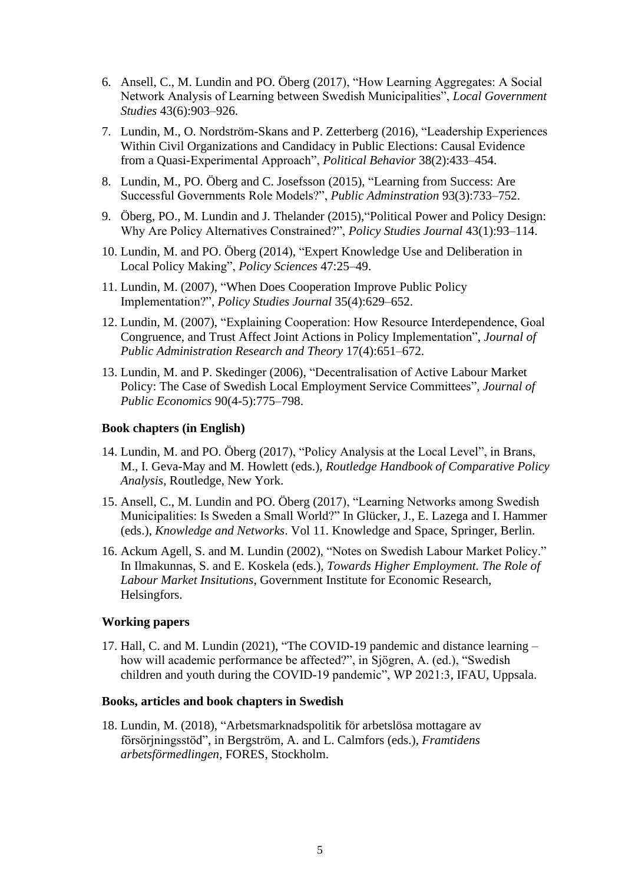6. Ansell, C., M. Lundin and PO. Öberg (2017), "How Learning Aggregates: A Social Network Analysis of Learning between Swedish Municipalities", *Local Government Studies* 43(6):903–926.
7. Lundin, M., O. Nordström-Skans and P. Zetterberg (2016), "Leadership Experiences Within Civil Organizations and Candidacy in Public Elections: Causal Evidence from a Quasi-Experimental Approach", *Political Behavior* 38(2):433–454.
8. Lundin, M., PO. Öberg and C. Josefsson (2015), "Learning from Success: Are Successful Governments Role Models?", *Public Adminstration* 93(3):733–752.
9. Öberg, PO., M. Lundin and J. Thelander (2015),"Political Power and Policy Design: Why Are Policy Alternatives Constrained?", *Policy Studies Journal* 43(1):93–114.
10. Lundin, M. and PO. Öberg (2014), "Expert Knowledge Use and Deliberation in Local Policy Making", *Policy Sciences* 47:25–49.
11. Lundin, M. (2007), "When Does Cooperation Improve Public Policy Implementation?", *Policy Studies Journal* 35(4):629–652.
12. Lundin, M. (2007), "Explaining Cooperation: How Resource Interdependence, Goal Congruence, and Trust Affect Joint Actions in Policy Implementation", *Journal of Public Administration Research and Theory* 17(4):651–672.
13. Lundin, M. and P. Skedinger (2006), "Decentralisation of Active Labour Market Policy: The Case of Swedish Local Employment Service Committees", *Journal of Public Economics* 90(4-5):775–798.

**Book chapters (in English)**

14. Lundin, M. and PO. Öberg (2017), "Policy Analysis at the Local Level", in Brans, M., I. Geva-May and M. Howlett (eds.), *Routledge Handbook of Comparative Policy Analysis*, Routledge, New York.
15. Ansell, C., M. Lundin and PO. Öberg (2017), "Learning Networks among Swedish Municipalities: Is Sweden a Small World?" In Glücker, J., E. Lazega and I. Hammer (eds.), *Knowledge and Networks*. Vol 11. Knowledge and Space, Springer, Berlin.
16. Ackum Agell, S. and M. Lundin (2002), "Notes on Swedish Labour Market Policy." In Ilmakunnas, S. and E. Koskela (eds.), *Towards Higher Employment. The Role of Labour Market Insitutions*, Government Institute for Economic Research, Helsingfors.

**Working papers**

17. Hall, C. and M. Lundin (2021), "The COVID-19 pandemic and distance learning – how will academic performance be affected?", in Sjögren, A. (ed.), "Swedish children and youth during the COVID-19 pandemic", WP 2021:3, IFAU, Uppsala.

**Books, articles and book chapters in Swedish**

18. Lundin, M. (2018), "Arbetsmarknadspolitik för arbetslösa mottagare av försörjningsstöd", in Bergström, A. and L. Calmfors (eds.), *Framtidens arbetsförmedlingen*, FORES, Stockholm.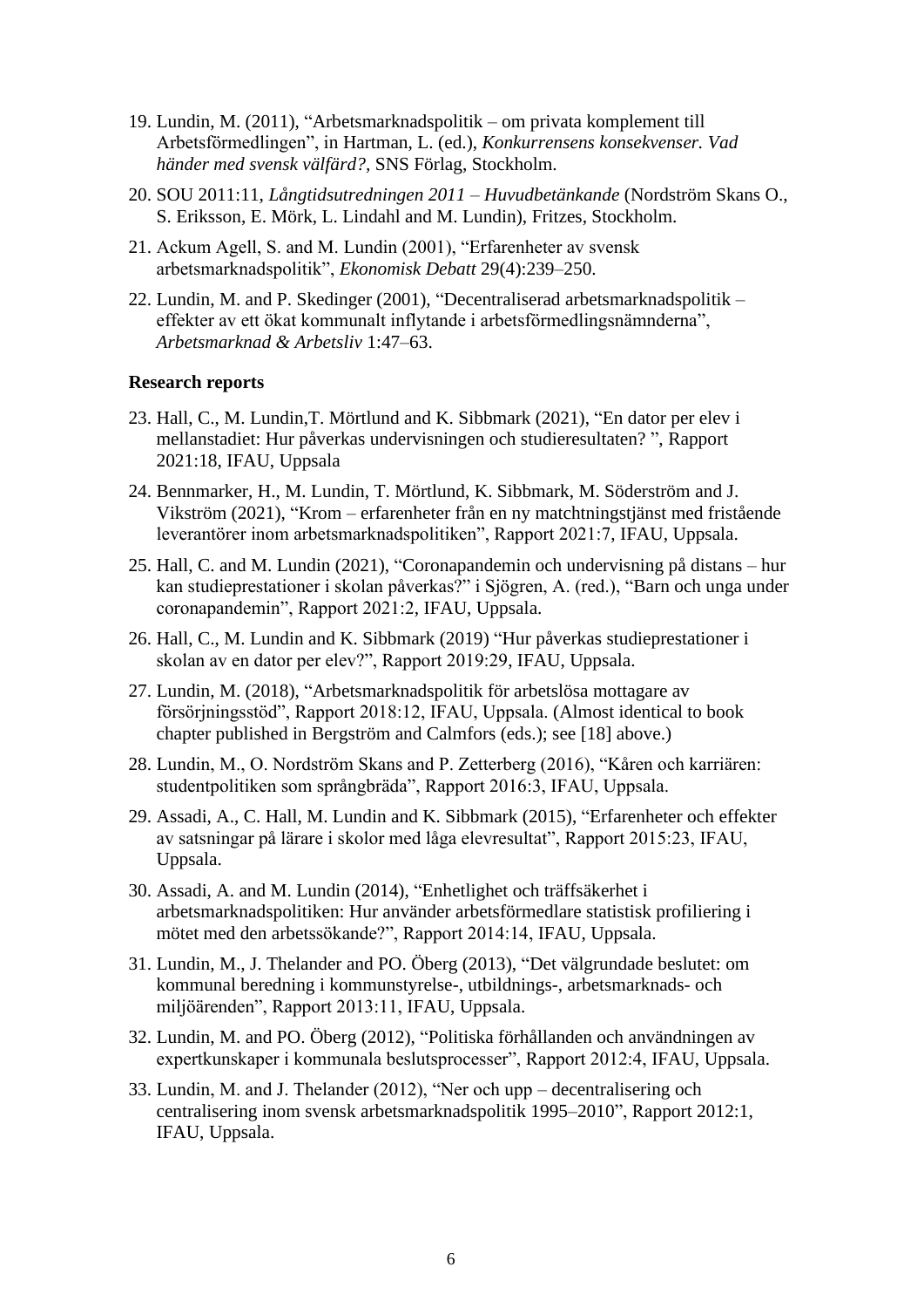19. Lundin, M. (2011), "Arbetsmarknadspolitik – om privata komplement till Arbetsförmedlingen", in Hartman, L. (ed.), *Konkurrensens konsekvenser. Vad händer med svensk välfärd?,* SNS Förlag, Stockholm.
20. SOU 2011:11, *Långtidsutredningen 2011 – Huvudbetänkande* (Nordström Skans O., S. Eriksson, E. Mörk, L. Lindahl and M. Lundin), Fritzes, Stockholm.
21. Ackum Agell, S. and M. Lundin (2001), "Erfarenheter av svensk arbetsmarknadspolitik", *Ekonomisk Debatt* 29(4):239–250.
22. Lundin, M. and P. Skedinger (2001), "Decentraliserad arbetsmarknadspolitik – effekter av ett ökat kommunalt inflytande i arbetsförmedlingsnämnderna", *Arbetsmarknad & Arbetsliv* 1:47–63.

**Research reports**

23. Hall, C., M. Lundin,T. Mörtlund and K. Sibbmark (2021), "En dator per elev i mellanstadiet: Hur påverkas undervisningen och studieresultaten? ", Rapport 2021:18, IFAU, Uppsala
24. Bennmarker, H., M. Lundin, T. Mörtlund, K. Sibbmark, M. Söderström and J. Vikström (2021), "Krom – erfarenheter från en ny matchtningstjänst med fristående leverantörer inom arbetsmarknadspolitiken", Rapport 2021:7, IFAU, Uppsala.
25. Hall, C. and M. Lundin (2021), "Coronapandemin och undervisning på distans – hur kan studieprestationer i skolan påverkas?" i Sjögren, A. (red.), "Barn och unga under coronapandemin", Rapport 2021:2, IFAU, Uppsala.
26. Hall, C., M. Lundin and K. Sibbmark (2019) "Hur påverkas studieprestationer i skolan av en dator per elev?", Rapport 2019:29, IFAU, Uppsala.
27. Lundin, M. (2018), "Arbetsmarknadspolitik för arbetslösa mottagare av försörjningsstöd", Rapport 2018:12, IFAU, Uppsala. (Almost identical to book chapter published in Bergström and Calmfors (eds.); see [18] above.)
28. Lundin, M., O. Nordström Skans and P. Zetterberg (2016), "Kåren och karriären: studentpolitiken som språngbräda", Rapport 2016:3, IFAU, Uppsala.
29. Assadi, A., C. Hall, M. Lundin and K. Sibbmark (2015), "Erfarenheter och effekter av satsningar på lärare i skolor med låga elevresultat", Rapport 2015:23, IFAU, Uppsala.
30. Assadi, A. and M. Lundin (2014), "Enhetlighet och träffsäkerhet i arbetsmarknadspolitiken: Hur använder arbetsförmedlare statistisk profiliering i mötet med den arbetssökande?", Rapport 2014:14, IFAU, Uppsala.
31. Lundin, M., J. Thelander and PO. Öberg (2013), "Det välgrundade beslutet: om kommunal beredning i kommunstyrelse-, utbildnings-, arbetsmarknads- och miljöärenden", Rapport 2013:11, IFAU, Uppsala.
32. Lundin, M. and PO. Öberg (2012), "Politiska förhållanden och användningen av expertkunskaper i kommunala beslutsprocesser", Rapport 2012:4, IFAU, Uppsala.
33. Lundin, M. and J. Thelander (2012), "Ner och upp – decentralisering och centralisering inom svensk arbetsmarknadspolitik 1995–2010", Rapport 2012:1, IFAU, Uppsala.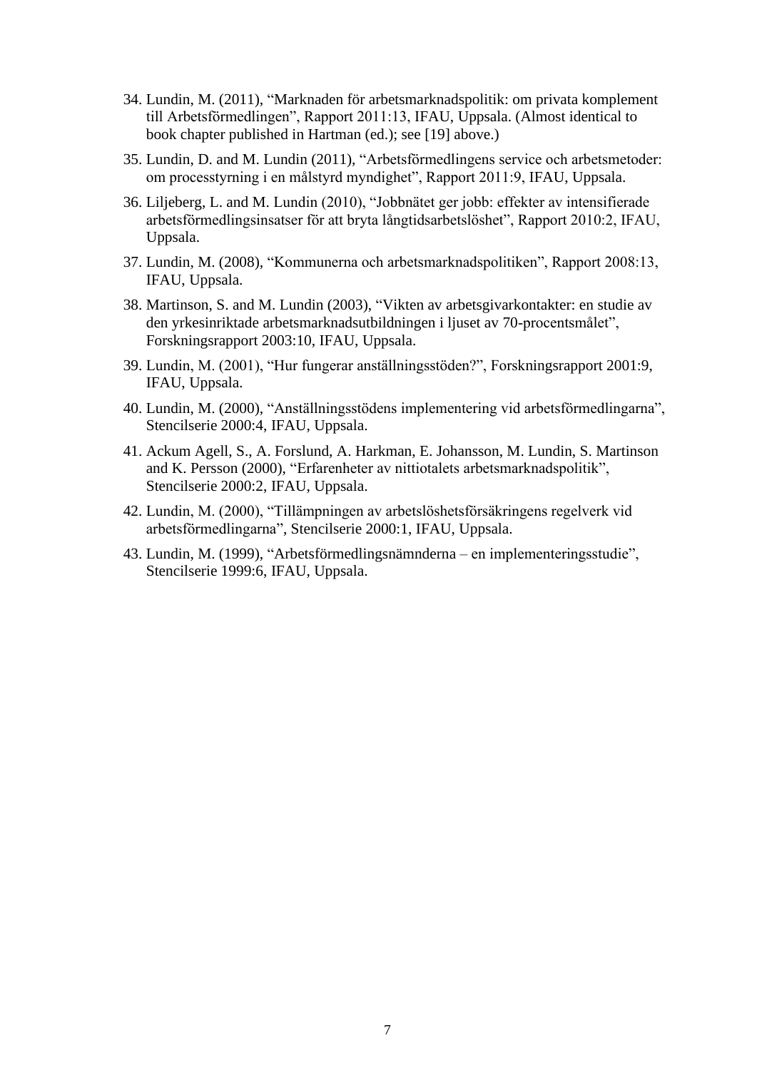34. Lundin, M. (2011), “Marknaden för arbetsmarknadspolitik: om privata komplement till Arbetsförmedlingen”, Rapport 2011:13, IFAU, Uppsala. (Almost identical to book chapter published in Hartman (ed.); see [19] above.)

35. Lundin, D. and M. Lundin (2011), “Arbetsförmedlingens service och arbetsmetoder: om processtyrning i en målstyrd myndighet”, Rapport 2011:9, IFAU, Uppsala.

36. Liljeberg, L. and M. Lundin (2010), “Jobbnätet ger jobb: effekter av intensifierade arbetsförmedlingsinsatser för att bryta långtidsarbetslöshet”, Rapport 2010:2, IFAU, Uppsala.

37. Lundin, M. (2008), “Kommunerna och arbetsmarknadspolitiken”, Rapport 2008:13, IFAU, Uppsala.

38. Martinson, S. and M. Lundin (2003), “Vikten av arbetsgivarkontakter: en studie av den yrkesinriktade arbetsmarknadsutbildningen i ljuset av 70-procentsmålet”, Forskningsrapport 2003:10, IFAU, Uppsala.

39. Lundin, M. (2001), “Hur fungerar anställningsstöden?”, Forskningsrapport 2001:9, IFAU, Uppsala.

40. Lundin, M. (2000), “Anställningsstödens implementering vid arbetsförmedlingarna”, Stencilserie 2000:4, IFAU, Uppsala.

41. Ackum Agell, S., A. Forslund, A. Harkman, E. Johansson, M. Lundin, S. Martinson and K. Persson (2000), “Erfarenheter av nittiotalets arbetsmarknadspolitik”, Stencilserie 2000:2, IFAU, Uppsala.

42. Lundin, M. (2000), “Tillämpningen av arbetslöshetsförsäkringens regelverk vid arbetsförmedlingarna”, Stencilserie 2000:1, IFAU, Uppsala.

43. Lundin, M. (1999), “Arbetsförmedlingsnämnderna – en implementeringsstudie”, Stencilserie 1999:6, IFAU, Uppsala.